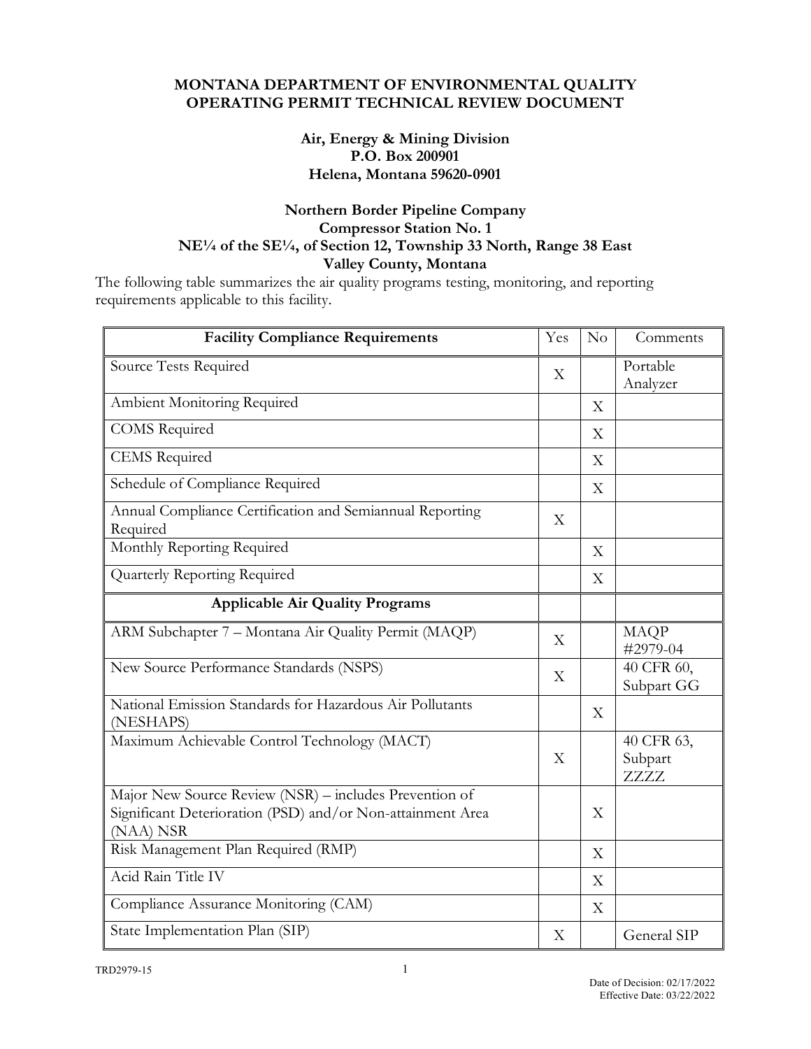**MONTANA DEPARTMENT OF ENVIRONMENTAL QUALITY**
**OPERATING PERMIT TECHNICAL REVIEW DOCUMENT**

**Air, Energy & Mining Division**
**P.O. Box 200901**
**Helena, Montana 59620-0901**

**Northern Border Pipeline Company**
**Compressor Station No. 1**
**NE¼ of the SE¼, of Section 12, Township 33 North, Range 38 East**
**Valley County, Montana**

The following table summarizes the air quality programs testing, monitoring, and reporting requirements applicable to this facility.

| Facility Compliance Requirements | Yes | No | Comments |
|---|---|---|---|
| Source Tests Required | X | | Portable Analyzer |
| Ambient Monitoring Required | | X | |
| COMS Required | | X | |
| CEMS Required | | X | |
| Schedule of Compliance Required | | X | |
| Annual Compliance Certification and Semiannual Reporting Required | X | | |
| Monthly Reporting Required | | X | |
| Quarterly Reporting Required | | X | |
| **Applicable Air Quality Programs** | | | |
| ARM Subchapter 7 – Montana Air Quality Permit (MAQP) | X | | MAQP #2979-04 |
| New Source Performance Standards (NSPS) | X | | 40 CFR 60, Subpart GG |
| National Emission Standards for Hazardous Air Pollutants (NESHAPS) | | X | |
| Maximum Achievable Control Technology (MACT) | X | | 40 CFR 63, Subpart ZZZZ |
| Major New Source Review (NSR) – includes Prevention of Significant Deterioration (PSD) and/or Non-attainment Area (NAA) NSR | | X | |
| Risk Management Plan Required (RMP) | | X | |
| Acid Rain Title IV | | X | |
| Compliance Assurance Monitoring (CAM) | | X | |
| State Implementation Plan (SIP) | X | | General SIP |

TRD2979-15

Date of Decision: 02/17/2022
Effective Date: 03/22/2022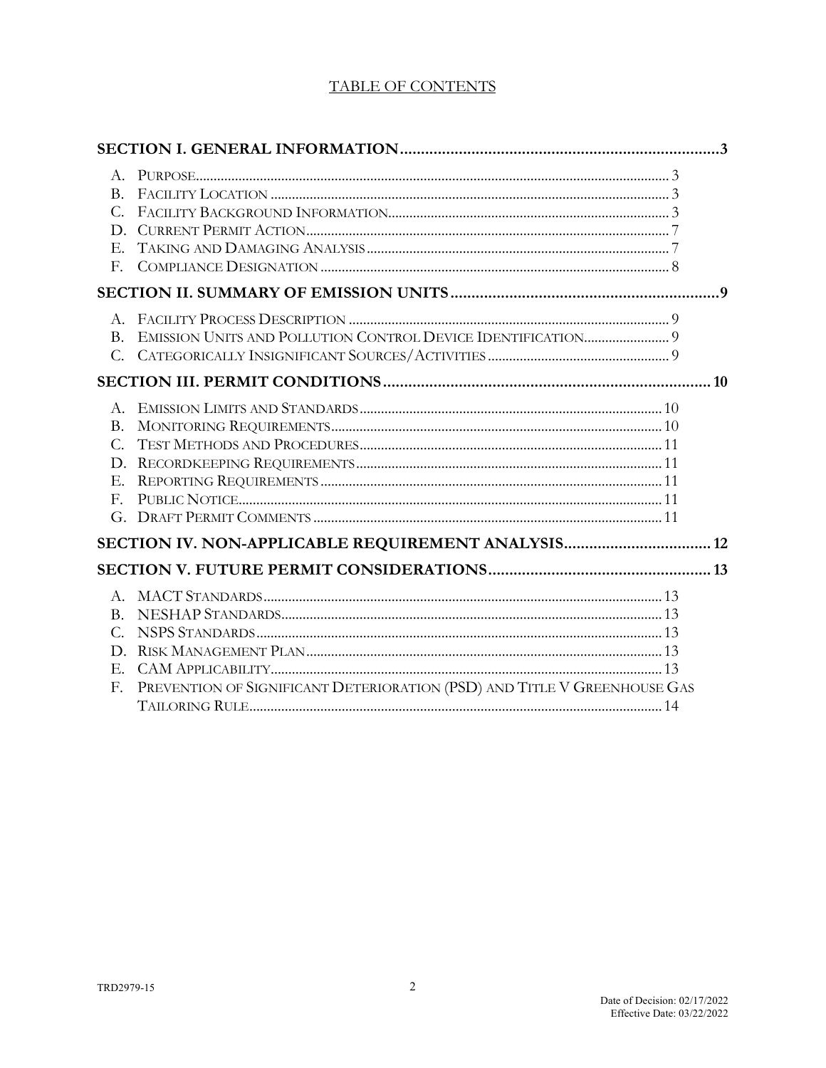# TABLE OF CONTENTS

**SECTION I. GENERAL INFORMATION** ..... 3

- A. Purpose ..... 3
- B. Facility Location ..... 3
- C. Facility Background Information ..... 3
- D. Current Permit Action ..... 7
- E. Taking and Damaging Analysis ..... 7
- F. Compliance Designation ..... 8

**SECTION II. SUMMARY OF EMISSION UNITS** ..... 9

- A. Facility Process Description ..... 9
- B. Emission Units and Pollution Control Device Identification ..... 9
- C. Categorically Insignificant Sources/Activities ..... 9

**SECTION III. PERMIT CONDITIONS** ..... 10

- A. Emission Limits and Standards ..... 10
- B. Monitoring Requirements ..... 10
- C. Test Methods and Procedures ..... 11
- D. Recordkeeping Requirements ..... 11
- E. Reporting Requirements ..... 11
- F. Public Notice ..... 11
- G. Draft Permit Comments ..... 11

**SECTION IV. NON-APPLICABLE REQUIREMENT ANALYSIS** ..... 12

**SECTION V. FUTURE PERMIT CONSIDERATIONS** ..... 13

- A. MACT Standards ..... 13
- B. NESHAP Standards ..... 13
- C. NSPS Standards ..... 13
- D. Risk Management Plan ..... 13
- E. CAM Applicability ..... 13
- F. Prevention of Significant Deterioration (PSD) and Title V Greenhouse Gas Tailoring Rule ..... 14

TRD2979-15

Date of Decision: 02/17/2022
Effective Date: 03/22/2022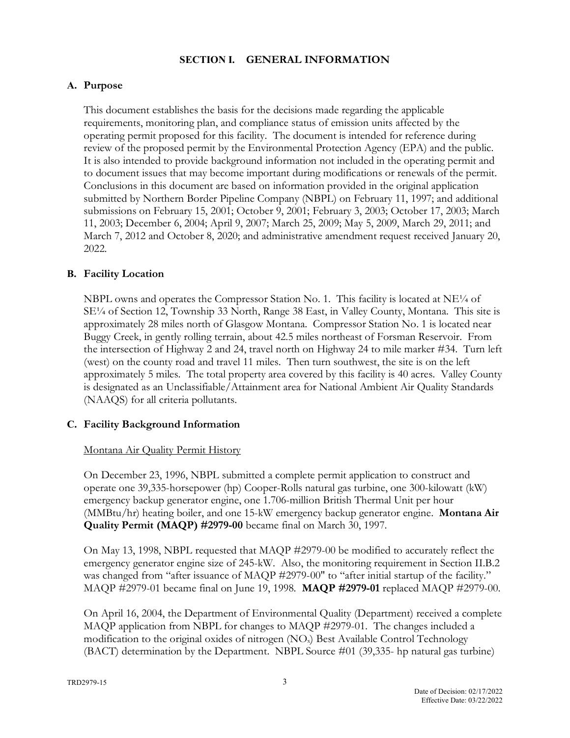## SECTION I. GENERAL INFORMATION

### A. Purpose

This document establishes the basis for the decisions made regarding the applicable requirements, monitoring plan, and compliance status of emission units affected by the operating permit proposed for this facility. The document is intended for reference during review of the proposed permit by the Environmental Protection Agency (EPA) and the public. It is also intended to provide background information not included in the operating permit and to document issues that may become important during modifications or renewals of the permit. Conclusions in this document are based on information provided in the original application submitted by Northern Border Pipeline Company (NBPL) on February 11, 1997; and additional submissions on February 15, 2001; October 9, 2001; February 3, 2003; October 17, 2003; March 11, 2003; December 6, 2004; April 9, 2007; March 25, 2009; May 5, 2009, March 29, 2011; and March 7, 2012 and October 8, 2020; and administrative amendment request received January 20, 2022.

### B. Facility Location

NBPL owns and operates the Compressor Station No. 1. This facility is located at NE¼ of SE¼ of Section 12, Township 33 North, Range 38 East, in Valley County, Montana. This site is approximately 28 miles north of Glasgow Montana. Compressor Station No. 1 is located near Buggy Creek, in gently rolling terrain, about 42.5 miles northeast of Forsman Reservoir. From the intersection of Highway 2 and 24, travel north on Highway 24 to mile marker #34. Turn left (west) on the county road and travel 11 miles. Then turn southwest, the site is on the left approximately 5 miles. The total property area covered by this facility is 40 acres. Valley County is designated as an Unclassifiable/Attainment area for National Ambient Air Quality Standards (NAAQS) for all criteria pollutants.

### C. Facility Background Information

Montana Air Quality Permit History

On December 23, 1996, NBPL submitted a complete permit application to construct and operate one 39,335-horsepower (hp) Cooper-Rolls natural gas turbine, one 300-kilowatt (kW) emergency backup generator engine, one 1.706-million British Thermal Unit per hour (MMBtu/hr) heating boiler, and one 15-kW emergency backup generator engine. **Montana Air Quality Permit (MAQP) #2979-00** became final on March 30, 1997.

On May 13, 1998, NBPL requested that MAQP #2979-00 be modified to accurately reflect the emergency generator engine size of 245-kW. Also, the monitoring requirement in Section II.B.2 was changed from "after issuance of MAQP #2979-00" to "after initial startup of the facility." MAQP #2979-01 became final on June 19, 1998. **MAQP #2979-01** replaced MAQP #2979-00.

On April 16, 2004, the Department of Environmental Quality (Department) received a complete MAQP application from NBPL for changes to MAQP #2979-01. The changes included a modification to the original oxides of nitrogen ($NO_x$) Best Available Control Technology (BACT) determination by the Department. NBPL Source #01 (39,335- hp natural gas turbine)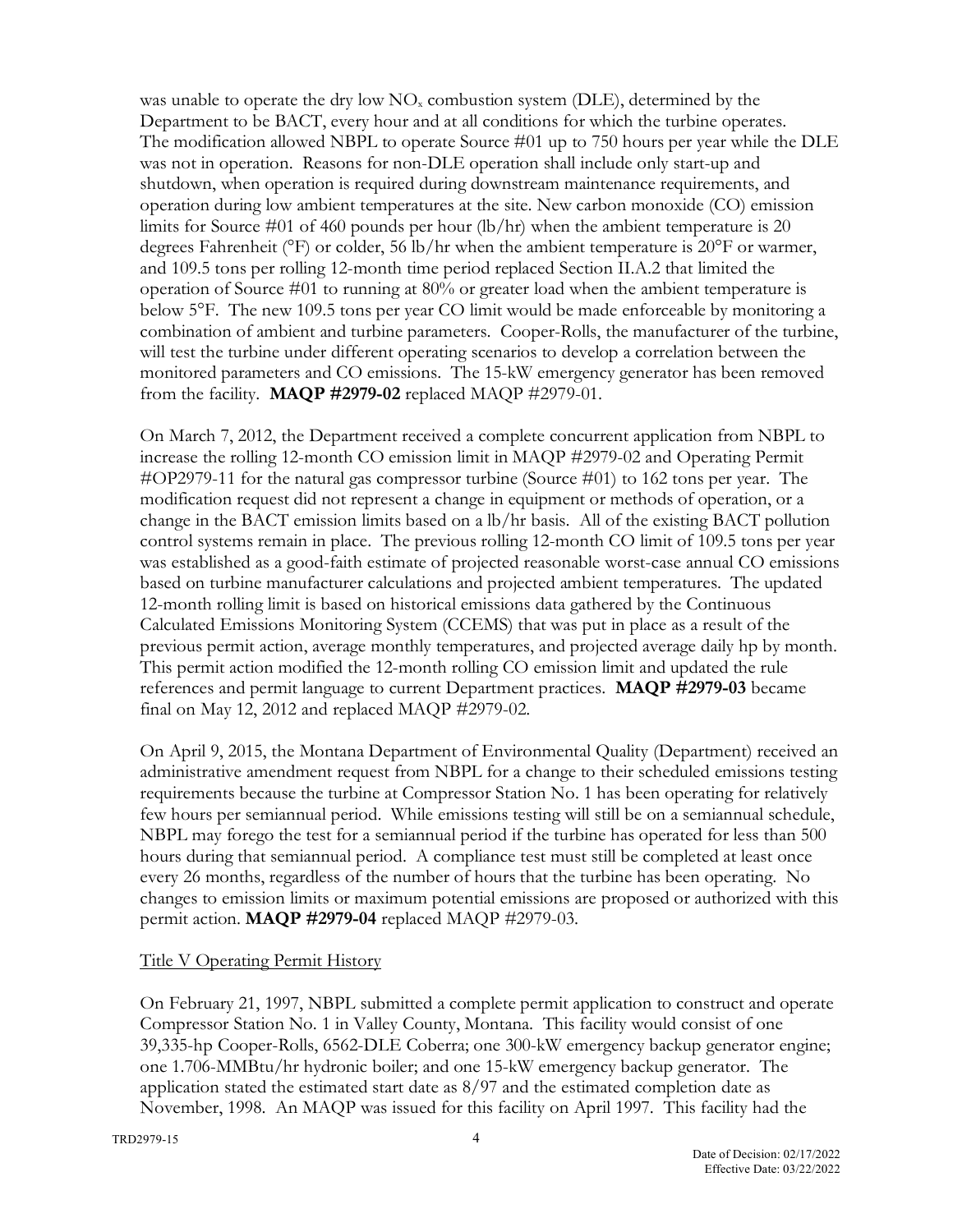was unable to operate the dry low $NO_x$ combustion system (DLE), determined by the Department to be BACT, every hour and at all conditions for which the turbine operates. The modification allowed NBPL to operate Source #01 up to 750 hours per year while the DLE was not in operation. Reasons for non-DLE operation shall include only start-up and shutdown, when operation is required during downstream maintenance requirements, and operation during low ambient temperatures at the site. New carbon monoxide (CO) emission limits for Source #01 of 460 pounds per hour (lb/hr) when the ambient temperature is 20 degrees Fahrenheit (°F) or colder, 56 lb/hr when the ambient temperature is 20°F or warmer, and 109.5 tons per rolling 12-month time period replaced Section II.A.2 that limited the operation of Source #01 to running at 80% or greater load when the ambient temperature is below 5°F. The new 109.5 tons per year CO limit would be made enforceable by monitoring a combination of ambient and turbine parameters. Cooper-Rolls, the manufacturer of the turbine, will test the turbine under different operating scenarios to develop a correlation between the monitored parameters and CO emissions. The 15-kW emergency generator has been removed from the facility. **MAQP #2979-02** replaced MAQP #2979-01.

On March 7, 2012, the Department received a complete concurrent application from NBPL to increase the rolling 12-month CO emission limit in MAQP #2979-02 and Operating Permit #OP2979-11 for the natural gas compressor turbine (Source #01) to 162 tons per year. The modification request did not represent a change in equipment or methods of operation, or a change in the BACT emission limits based on a lb/hr basis. All of the existing BACT pollution control systems remain in place. The previous rolling 12-month CO limit of 109.5 tons per year was established as a good-faith estimate of projected reasonable worst-case annual CO emissions based on turbine manufacturer calculations and projected ambient temperatures. The updated 12-month rolling limit is based on historical emissions data gathered by the Continuous Calculated Emissions Monitoring System (CCEMS) that was put in place as a result of the previous permit action, average monthly temperatures, and projected average daily hp by month. This permit action modified the 12-month rolling CO emission limit and updated the rule references and permit language to current Department practices. **MAQP #2979-03** became final on May 12, 2012 and replaced MAQP #2979-02.

On April 9, 2015, the Montana Department of Environmental Quality (Department) received an administrative amendment request from NBPL for a change to their scheduled emissions testing requirements because the turbine at Compressor Station No. 1 has been operating for relatively few hours per semiannual period. While emissions testing will still be on a semiannual schedule, NBPL may forego the test for a semiannual period if the turbine has operated for less than 500 hours during that semiannual period. A compliance test must still be completed at least once every 26 months, regardless of the number of hours that the turbine has been operating. No changes to emission limits or maximum potential emissions are proposed or authorized with this permit action. **MAQP #2979-04** replaced MAQP #2979-03.

<u>Title V Operating Permit History</u>

On February 21, 1997, NBPL submitted a complete permit application to construct and operate Compressor Station No. 1 in Valley County, Montana. This facility would consist of one 39,335-hp Cooper-Rolls, 6562-DLE Coberra; one 300-kW emergency backup generator engine; one 1.706-MMBtu/hr hydronic boiler; and one 15-kW emergency backup generator. The application stated the estimated start date as 8/97 and the estimated completion date as November, 1998. An MAQP was issued for this facility on April 1997. This facility had the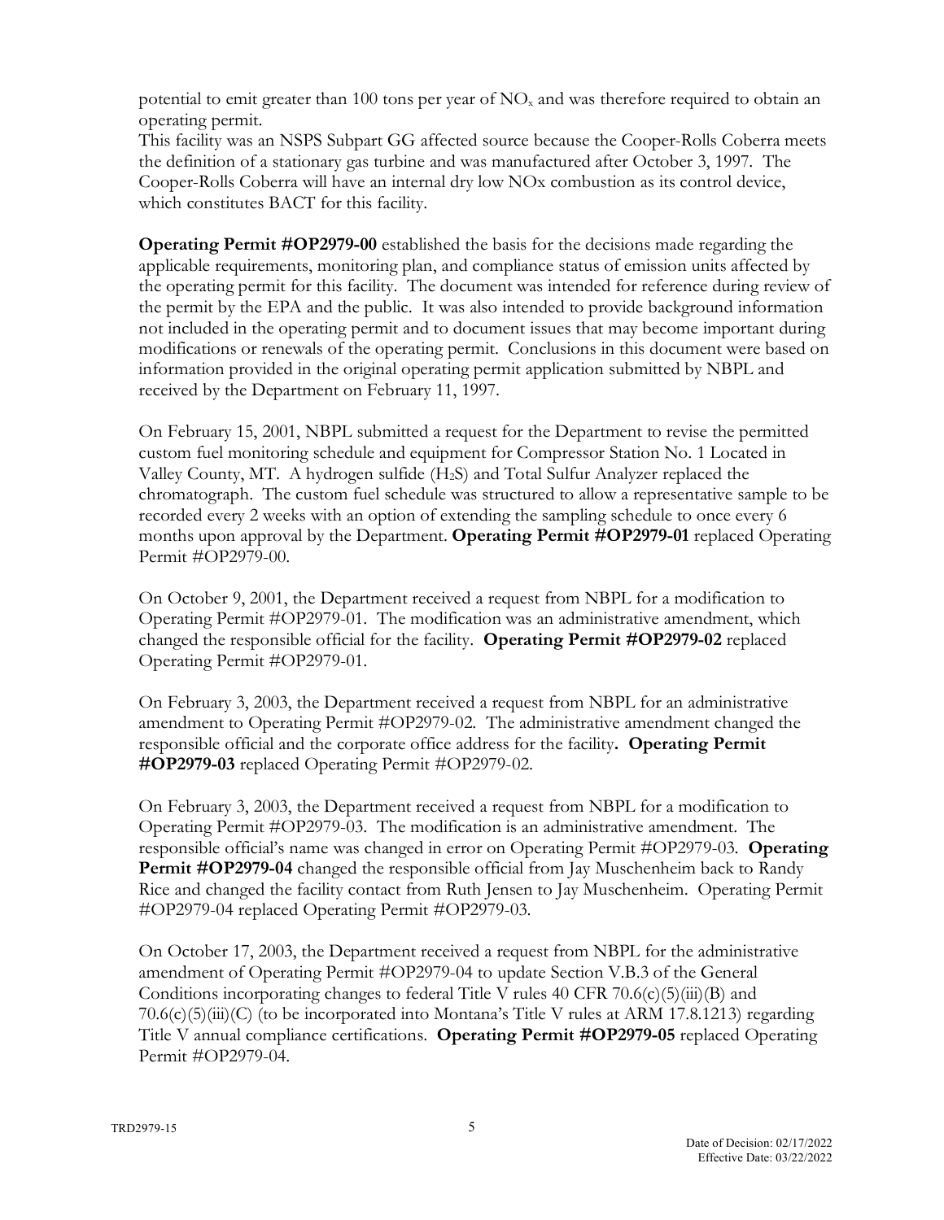potential to emit greater than 100 tons per year of $NO_x$ and was therefore required to obtain an operating permit.

This facility was an NSPS Subpart GG affected source because the Cooper-Rolls Coberra meets the definition of a stationary gas turbine and was manufactured after October 3, 1997. The Cooper-Rolls Coberra will have an internal dry low NOx combustion as its control device, which constitutes BACT for this facility.

**Operating Permit #OP2979-00** established the basis for the decisions made regarding the applicable requirements, monitoring plan, and compliance status of emission units affected by the operating permit for this facility. The document was intended for reference during review of the permit by the EPA and the public. It was also intended to provide background information not included in the operating permit and to document issues that may become important during modifications or renewals of the operating permit. Conclusions in this document were based on information provided in the original operating permit application submitted by NBPL and received by the Department on February 11, 1997.

On February 15, 2001, NBPL submitted a request for the Department to revise the permitted custom fuel monitoring schedule and equipment for Compressor Station No. 1 Located in Valley County, MT. A hydrogen sulfide ($H_2S$) and Total Sulfur Analyzer replaced the chromatograph. The custom fuel schedule was structured to allow a representative sample to be recorded every 2 weeks with an option of extending the sampling schedule to once every 6 months upon approval by the Department. **Operating Permit #OP2979-01** replaced Operating Permit #OP2979-00.

On October 9, 2001, the Department received a request from NBPL for a modification to Operating Permit #OP2979-01. The modification was an administrative amendment, which changed the responsible official for the facility. **Operating Permit #OP2979-02** replaced Operating Permit #OP2979-01.

On February 3, 2003, the Department received a request from NBPL for an administrative amendment to Operating Permit #OP2979-02. The administrative amendment changed the responsible official and the corporate office address for the facility**. Operating Permit #OP2979-03** replaced Operating Permit #OP2979-02.

On February 3, 2003, the Department received a request from NBPL for a modification to Operating Permit #OP2979-03. The modification is an administrative amendment. The responsible official's name was changed in error on Operating Permit #OP2979-03. **Operating Permit #OP2979-04** changed the responsible official from Jay Muschenheim back to Randy Rice and changed the facility contact from Ruth Jensen to Jay Muschenheim. Operating Permit #OP2979-04 replaced Operating Permit #OP2979-03.

On October 17, 2003, the Department received a request from NBPL for the administrative amendment of Operating Permit #OP2979-04 to update Section V.B.3 of the General Conditions incorporating changes to federal Title V rules 40 CFR 70.6(c)(5)(iii)(B) and 70.6(c)(5)(iii)(C) (to be incorporated into Montana's Title V rules at ARM 17.8.1213) regarding Title V annual compliance certifications. **Operating Permit #OP2979-05** replaced Operating Permit #OP2979-04.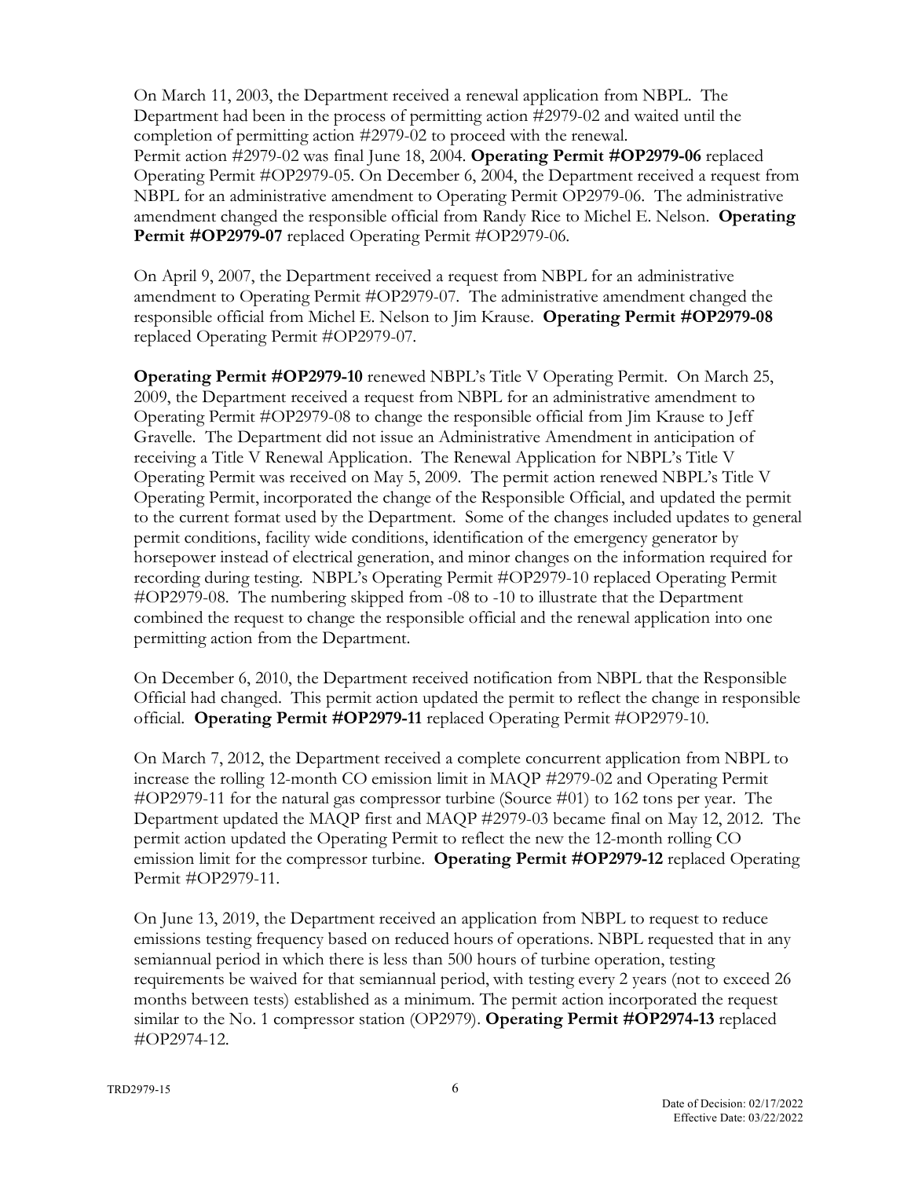On March 11, 2003, the Department received a renewal application from NBPL. The Department had been in the process of permitting action #2979-02 and waited until the completion of permitting action #2979-02 to proceed with the renewal.
Permit action #2979-02 was final June 18, 2004. **Operating Permit #OP2979-06** replaced Operating Permit #OP2979-05. On December 6, 2004, the Department received a request from NBPL for an administrative amendment to Operating Permit OP2979-06. The administrative amendment changed the responsible official from Randy Rice to Michel E. Nelson. **Operating Permit #OP2979-07** replaced Operating Permit #OP2979-06.

On April 9, 2007, the Department received a request from NBPL for an administrative amendment to Operating Permit #OP2979-07. The administrative amendment changed the responsible official from Michel E. Nelson to Jim Krause. **Operating Permit #OP2979-08** replaced Operating Permit #OP2979-07.

**Operating Permit #OP2979-10** renewed NBPL's Title V Operating Permit. On March 25, 2009, the Department received a request from NBPL for an administrative amendment to Operating Permit #OP2979-08 to change the responsible official from Jim Krause to Jeff Gravelle. The Department did not issue an Administrative Amendment in anticipation of receiving a Title V Renewal Application. The Renewal Application for NBPL's Title V Operating Permit was received on May 5, 2009. The permit action renewed NBPL's Title V Operating Permit, incorporated the change of the Responsible Official, and updated the permit to the current format used by the Department. Some of the changes included updates to general permit conditions, facility wide conditions, identification of the emergency generator by horsepower instead of electrical generation, and minor changes on the information required for recording during testing. NBPL's Operating Permit #OP2979-10 replaced Operating Permit #OP2979-08. The numbering skipped from -08 to -10 to illustrate that the Department combined the request to change the responsible official and the renewal application into one permitting action from the Department.

On December 6, 2010, the Department received notification from NBPL that the Responsible Official had changed. This permit action updated the permit to reflect the change in responsible official. **Operating Permit #OP2979-11** replaced Operating Permit #OP2979-10.

On March 7, 2012, the Department received a complete concurrent application from NBPL to increase the rolling 12-month CO emission limit in MAQP #2979-02 and Operating Permit #OP2979-11 for the natural gas compressor turbine (Source #01) to 162 tons per year. The Department updated the MAQP first and MAQP #2979-03 became final on May 12, 2012. The permit action updated the Operating Permit to reflect the new the 12-month rolling CO emission limit for the compressor turbine. **Operating Permit #OP2979-12** replaced Operating Permit #OP2979-11.

On June 13, 2019, the Department received an application from NBPL to request to reduce emissions testing frequency based on reduced hours of operations. NBPL requested that in any semiannual period in which there is less than 500 hours of turbine operation, testing requirements be waived for that semiannual period, with testing every 2 years (not to exceed 26 months between tests) established as a minimum. The permit action incorporated the request similar to the No. 1 compressor station (OP2979). **Operating Permit #OP2974-13** replaced #OP2974-12.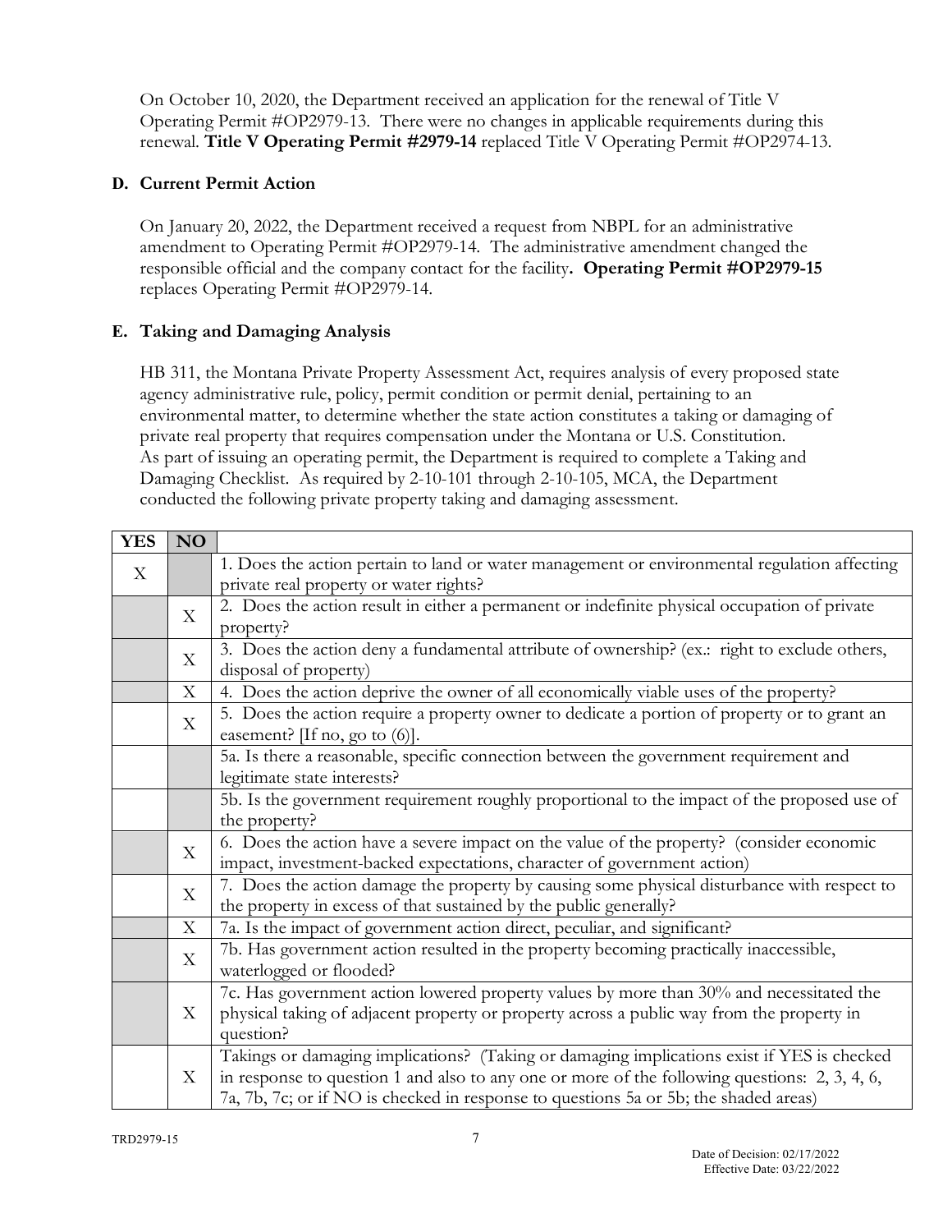On October 10, 2020, the Department received an application for the renewal of Title V Operating Permit #OP2979-13. There were no changes in applicable requirements during this renewal. **Title V Operating Permit #2979-14** replaced Title V Operating Permit #OP2974-13.

### D. Current Permit Action

On January 20, 2022, the Department received a request from NBPL for an administrative amendment to Operating Permit #OP2979-14. The administrative amendment changed the responsible official and the company contact for the facility**. Operating Permit #OP2979-15** replaces Operating Permit #OP2979-14.

### E. Taking and Damaging Analysis

HB 311, the Montana Private Property Assessment Act, requires analysis of every proposed state agency administrative rule, policy, permit condition or permit denial, pertaining to an environmental matter, to determine whether the state action constitutes a taking or damaging of private real property that requires compensation under the Montana or U.S. Constitution. As part of issuing an operating permit, the Department is required to complete a Taking and Damaging Checklist. As required by 2-10-101 through 2-10-105, MCA, the Department conducted the following private property taking and damaging assessment.

| YES | NO | |
|---|---|---|
| X | | 1. Does the action pertain to land or water management or environmental regulation affecting private real property or water rights? |
| | X | 2. Does the action result in either a permanent or indefinite physical occupation of private property? |
| | X | 3. Does the action deny a fundamental attribute of ownership? (ex.: right to exclude others, disposal of property) |
| | X | 4. Does the action deprive the owner of all economically viable uses of the property? |
| | X | 5. Does the action require a property owner to dedicate a portion of property or to grant an easement? [If no, go to (6)]. |
| | | 5a. Is there a reasonable, specific connection between the government requirement and legitimate state interests? |
| | | 5b. Is the government requirement roughly proportional to the impact of the proposed use of the property? |
| | X | 6. Does the action have a severe impact on the value of the property? (consider economic impact, investment-backed expectations, character of government action) |
| | X | 7. Does the action damage the property by causing some physical disturbance with respect to the property in excess of that sustained by the public generally? |
| | X | 7a. Is the impact of government action direct, peculiar, and significant? |
| | X | 7b. Has government action resulted in the property becoming practically inaccessible, waterlogged or flooded? |
| | X | 7c. Has government action lowered property values by more than 30% and necessitated the physical taking of adjacent property or property across a public way from the property in question? |
| | X | Takings or damaging implications? (Taking or damaging implications exist if YES is checked in response to question 1 and also to any one or more of the following questions: 2, 3, 4, 6, 7a, 7b, 7c; or if NO is checked in response to questions 5a or 5b; the shaded areas) |

TRD2979-15

Date of Decision: 02/17/2022
Effective Date: 03/22/2022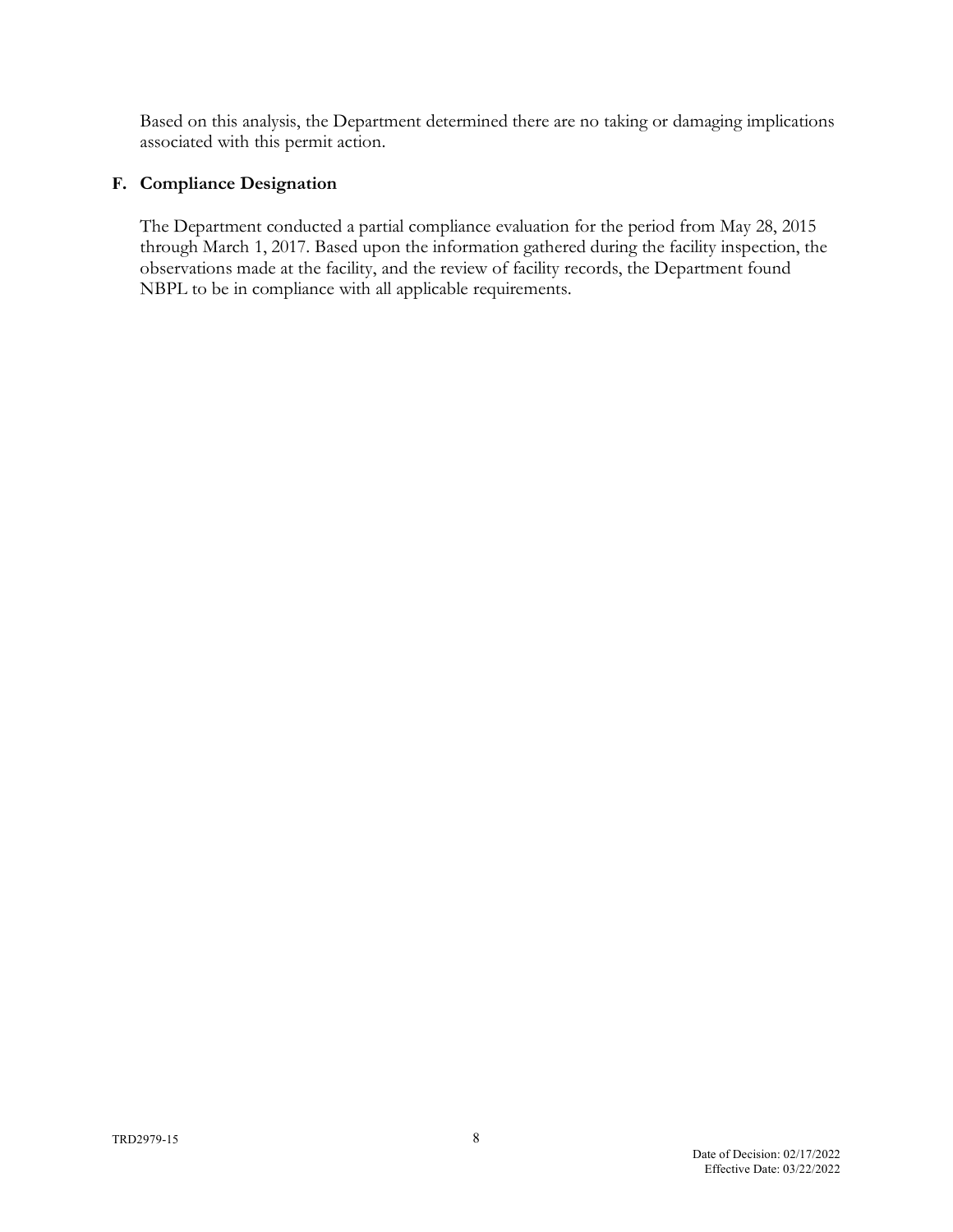Based on this analysis, the Department determined there are no taking or damaging implications associated with this permit action.

### F. Compliance Designation

The Department conducted a partial compliance evaluation for the period from May 28, 2015 through March 1, 2017. Based upon the information gathered during the facility inspection, the observations made at the facility, and the review of facility records, the Department found NBPL to be in compliance with all applicable requirements.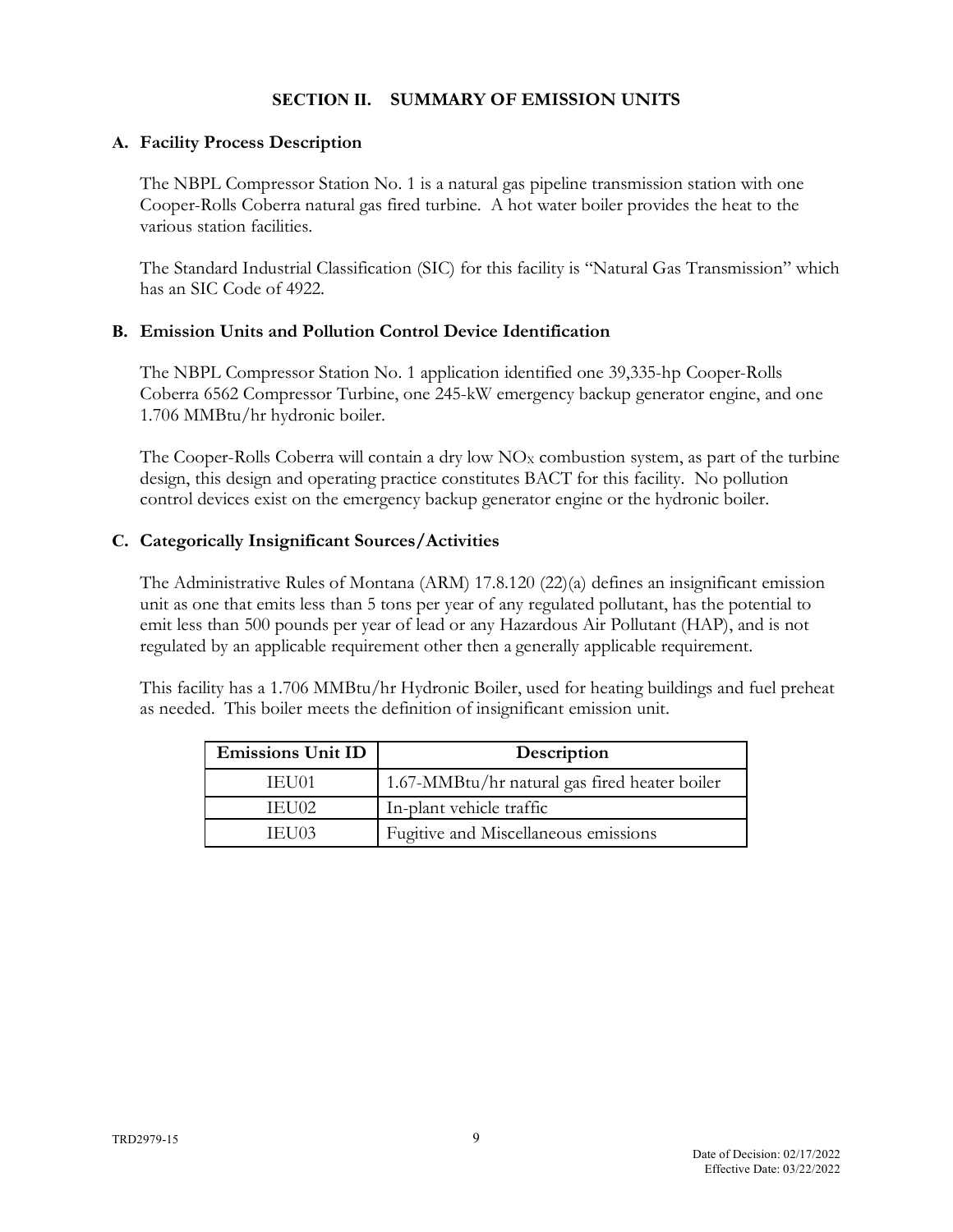## SECTION II. SUMMARY OF EMISSION UNITS

### A. Facility Process Description

The NBPL Compressor Station No. 1 is a natural gas pipeline transmission station with one Cooper-Rolls Coberra natural gas fired turbine. A hot water boiler provides the heat to the various station facilities.

The Standard Industrial Classification (SIC) for this facility is "Natural Gas Transmission" which has an SIC Code of 4922.

### B. Emission Units and Pollution Control Device Identification

The NBPL Compressor Station No. 1 application identified one 39,335-hp Cooper-Rolls Coberra 6562 Compressor Turbine, one 245-kW emergency backup generator engine, and one 1.706 MMBtu/hr hydronic boiler.

The Cooper-Rolls Coberra will contain a dry low $NO_X$ combustion system, as part of the turbine design, this design and operating practice constitutes BACT for this facility. No pollution control devices exist on the emergency backup generator engine or the hydronic boiler.

### C. Categorically Insignificant Sources/Activities

The Administrative Rules of Montana (ARM) 17.8.120 (22)(a) defines an insignificant emission unit as one that emits less than 5 tons per year of any regulated pollutant, has the potential to emit less than 500 pounds per year of lead or any Hazardous Air Pollutant (HAP), and is not regulated by an applicable requirement other then a generally applicable requirement.

This facility has a 1.706 MMBtu/hr Hydronic Boiler, used for heating buildings and fuel preheat as needed. This boiler meets the definition of insignificant emission unit.

| Emissions Unit ID | Description |
| --- | --- |
| IEU01 | 1.67-MMBtu/hr natural gas fired heater boiler |
| IEU02 | In-plant vehicle traffic |
| IEU03 | Fugitive and Miscellaneous emissions |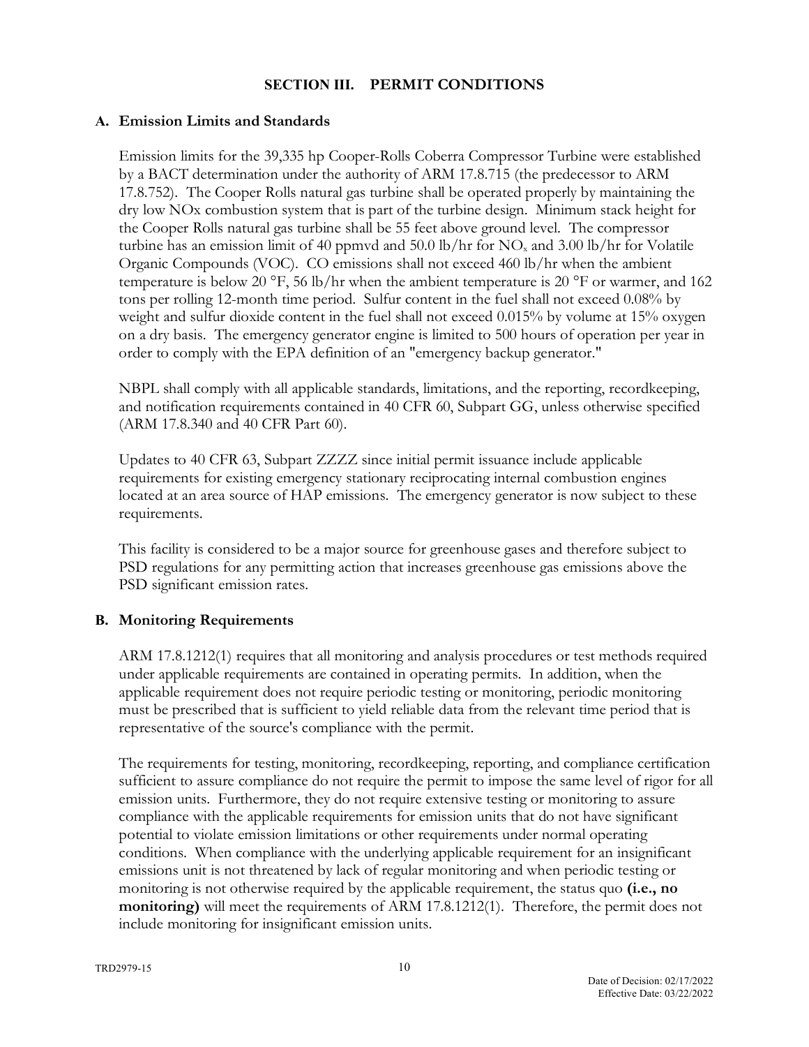## SECTION III. PERMIT CONDITIONS

### A. Emission Limits and Standards

Emission limits for the 39,335 hp Cooper-Rolls Coberra Compressor Turbine were established by a BACT determination under the authority of ARM 17.8.715 (the predecessor to ARM 17.8.752). The Cooper Rolls natural gas turbine shall be operated properly by maintaining the dry low NOx combustion system that is part of the turbine design. Minimum stack height for the Cooper Rolls natural gas turbine shall be 55 feet above ground level. The compressor turbine has an emission limit of 40 ppmvd and 50.0 lb/hr for $NO_x$ and 3.00 lb/hr for Volatile Organic Compounds (VOC). CO emissions shall not exceed 460 lb/hr when the ambient temperature is below 20 °F, 56 lb/hr when the ambient temperature is 20 °F or warmer, and 162 tons per rolling 12-month time period. Sulfur content in the fuel shall not exceed 0.08% by weight and sulfur dioxide content in the fuel shall not exceed 0.015% by volume at 15% oxygen on a dry basis. The emergency generator engine is limited to 500 hours of operation per year in order to comply with the EPA definition of an "emergency backup generator."

NBPL shall comply with all applicable standards, limitations, and the reporting, recordkeeping, and notification requirements contained in 40 CFR 60, Subpart GG, unless otherwise specified (ARM 17.8.340 and 40 CFR Part 60).

Updates to 40 CFR 63, Subpart ZZZZ since initial permit issuance include applicable requirements for existing emergency stationary reciprocating internal combustion engines located at an area source of HAP emissions. The emergency generator is now subject to these requirements.

This facility is considered to be a major source for greenhouse gases and therefore subject to PSD regulations for any permitting action that increases greenhouse gas emissions above the PSD significant emission rates.

### B. Monitoring Requirements

ARM 17.8.1212(1) requires that all monitoring and analysis procedures or test methods required under applicable requirements are contained in operating permits. In addition, when the applicable requirement does not require periodic testing or monitoring, periodic monitoring must be prescribed that is sufficient to yield reliable data from the relevant time period that is representative of the source's compliance with the permit.

The requirements for testing, monitoring, recordkeeping, reporting, and compliance certification sufficient to assure compliance do not require the permit to impose the same level of rigor for all emission units. Furthermore, they do not require extensive testing or monitoring to assure compliance with the applicable requirements for emission units that do not have significant potential to violate emission limitations or other requirements under normal operating conditions. When compliance with the underlying applicable requirement for an insignificant emissions unit is not threatened by lack of regular monitoring and when periodic testing or monitoring is not otherwise required by the applicable requirement, the status quo **(i.e., no monitoring)** will meet the requirements of ARM 17.8.1212(1). Therefore, the permit does not include monitoring for insignificant emission units.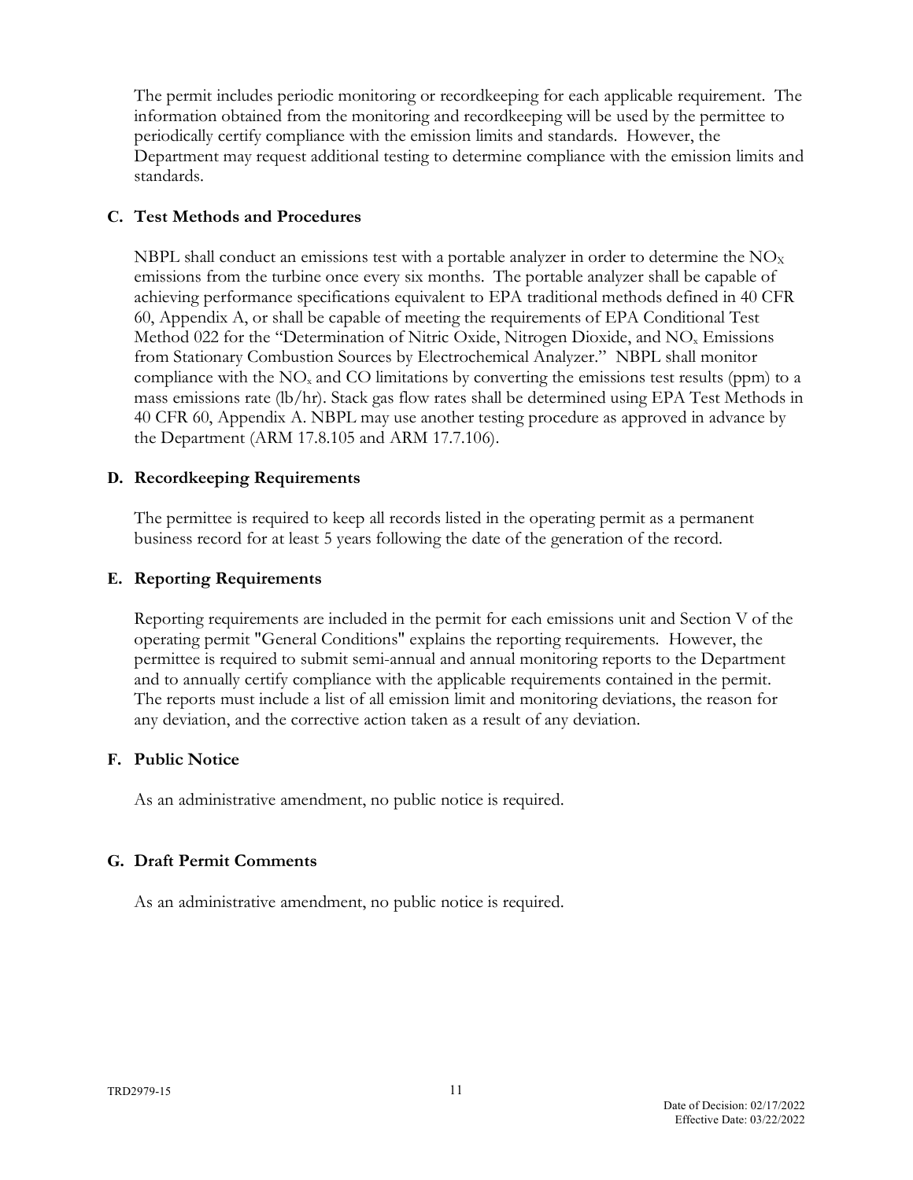The permit includes periodic monitoring or recordkeeping for each applicable requirement. The information obtained from the monitoring and recordkeeping will be used by the permittee to periodically certify compliance with the emission limits and standards. However, the Department may request additional testing to determine compliance with the emission limits and standards.

### C. Test Methods and Procedures

NBPL shall conduct an emissions test with a portable analyzer in order to determine the $NO_X$ emissions from the turbine once every six months. The portable analyzer shall be capable of achieving performance specifications equivalent to EPA traditional methods defined in 40 CFR 60, Appendix A, or shall be capable of meeting the requirements of EPA Conditional Test Method 022 for the "Determination of Nitric Oxide, Nitrogen Dioxide, and $NO_x$ Emissions from Stationary Combustion Sources by Electrochemical Analyzer." NBPL shall monitor compliance with the $NO_x$ and CO limitations by converting the emissions test results (ppm) to a mass emissions rate (lb/hr). Stack gas flow rates shall be determined using EPA Test Methods in 40 CFR 60, Appendix A. NBPL may use another testing procedure as approved in advance by the Department (ARM 17.8.105 and ARM 17.7.106).

### D. Recordkeeping Requirements

The permittee is required to keep all records listed in the operating permit as a permanent business record for at least 5 years following the date of the generation of the record.

### E. Reporting Requirements

Reporting requirements are included in the permit for each emissions unit and Section V of the operating permit "General Conditions" explains the reporting requirements. However, the permittee is required to submit semi-annual and annual monitoring reports to the Department and to annually certify compliance with the applicable requirements contained in the permit. The reports must include a list of all emission limit and monitoring deviations, the reason for any deviation, and the corrective action taken as a result of any deviation.

### F. Public Notice

As an administrative amendment, no public notice is required.

### G. Draft Permit Comments

As an administrative amendment, no public notice is required.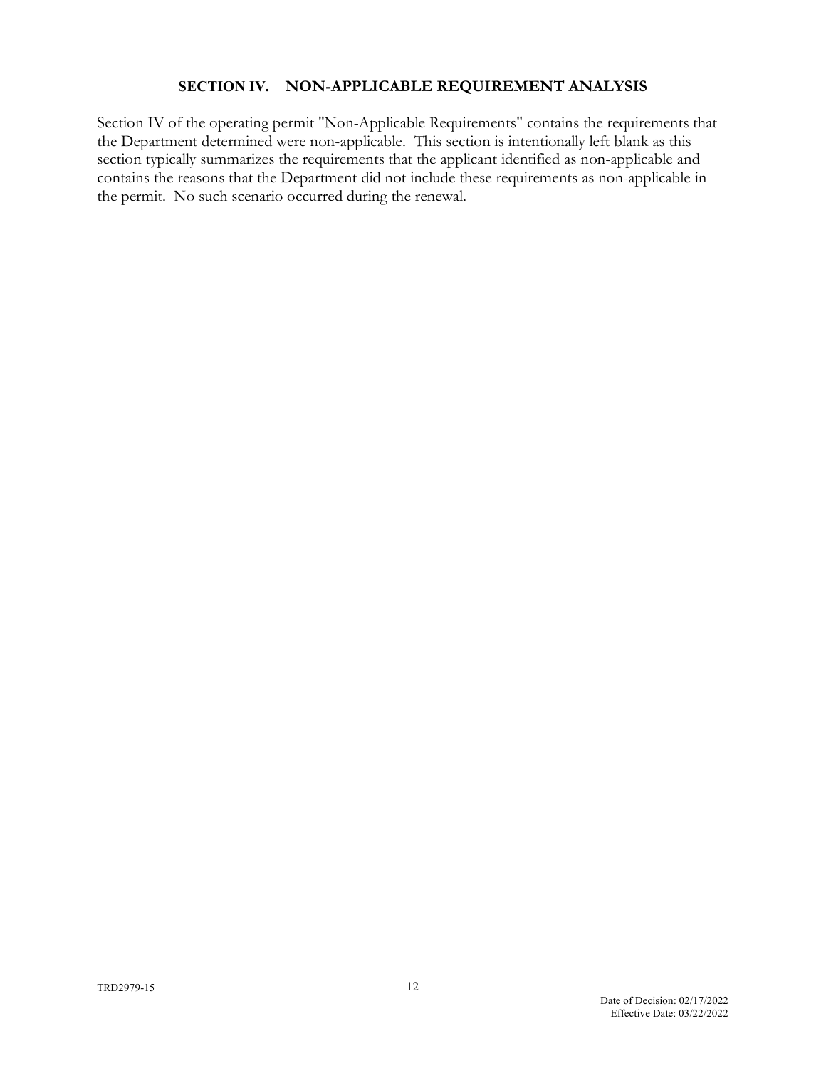## SECTION IV. NON-APPLICABLE REQUIREMENT ANALYSIS

Section IV of the operating permit "Non-Applicable Requirements" contains the requirements that the Department determined were non-applicable. This section is intentionally left blank as this section typically summarizes the requirements that the applicant identified as non-applicable and contains the reasons that the Department did not include these requirements as non-applicable in the permit. No such scenario occurred during the renewal.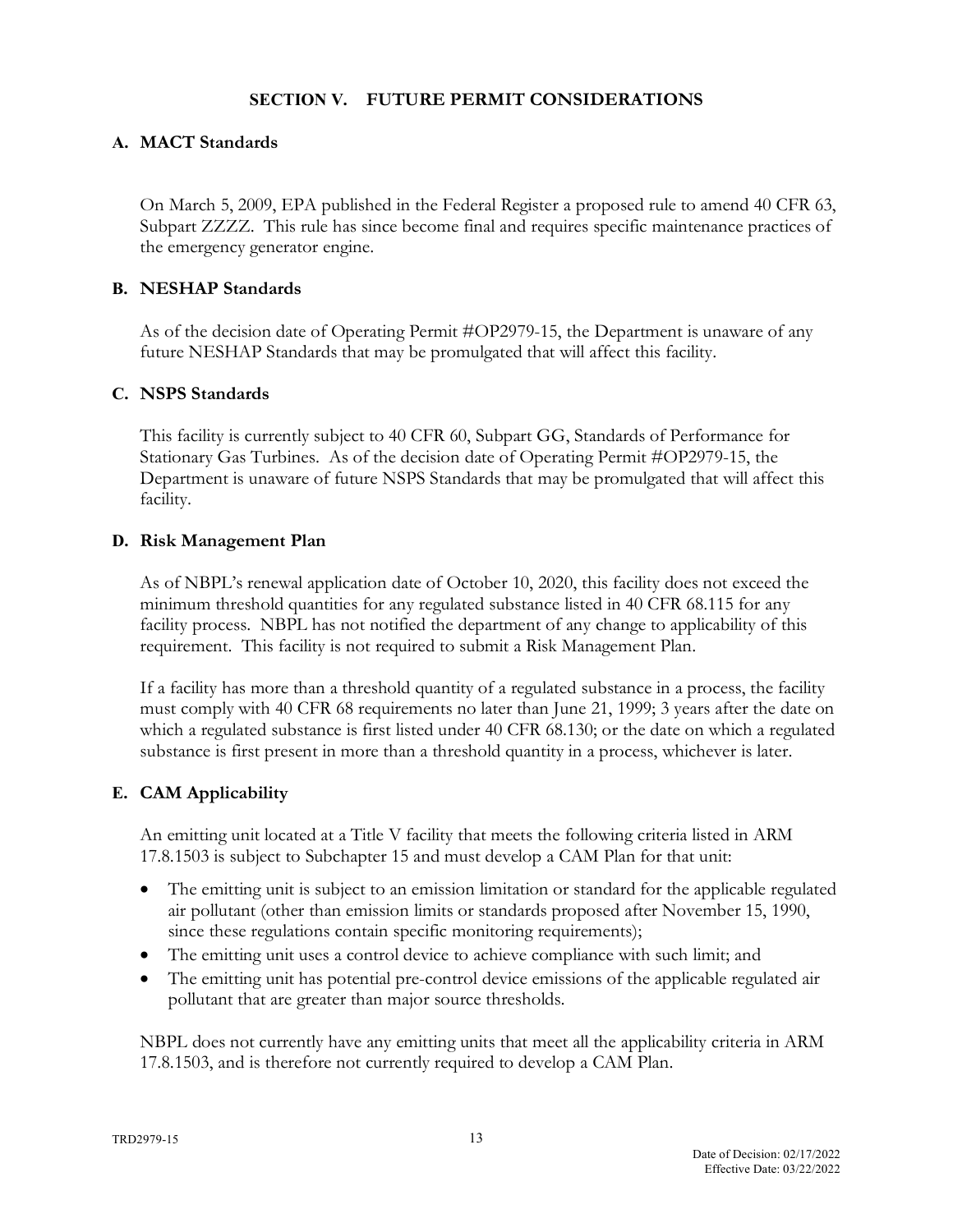## SECTION V. FUTURE PERMIT CONSIDERATIONS

### A. MACT Standards

On March 5, 2009, EPA published in the Federal Register a proposed rule to amend 40 CFR 63, Subpart ZZZZ. This rule has since become final and requires specific maintenance practices of the emergency generator engine.

### B. NESHAP Standards

As of the decision date of Operating Permit #OP2979-15, the Department is unaware of any future NESHAP Standards that may be promulgated that will affect this facility.

### C. NSPS Standards

This facility is currently subject to 40 CFR 60, Subpart GG, Standards of Performance for Stationary Gas Turbines. As of the decision date of Operating Permit #OP2979-15, the Department is unaware of future NSPS Standards that may be promulgated that will affect this facility.

### D. Risk Management Plan

As of NBPL's renewal application date of October 10, 2020, this facility does not exceed the minimum threshold quantities for any regulated substance listed in 40 CFR 68.115 for any facility process. NBPL has not notified the department of any change to applicability of this requirement. This facility is not required to submit a Risk Management Plan.

If a facility has more than a threshold quantity of a regulated substance in a process, the facility must comply with 40 CFR 68 requirements no later than June 21, 1999; 3 years after the date on which a regulated substance is first listed under 40 CFR 68.130; or the date on which a regulated substance is first present in more than a threshold quantity in a process, whichever is later.

### E. CAM Applicability

An emitting unit located at a Title V facility that meets the following criteria listed in ARM 17.8.1503 is subject to Subchapter 15 and must develop a CAM Plan for that unit:

- The emitting unit is subject to an emission limitation or standard for the applicable regulated air pollutant (other than emission limits or standards proposed after November 15, 1990, since these regulations contain specific monitoring requirements);
- The emitting unit uses a control device to achieve compliance with such limit; and
- The emitting unit has potential pre-control device emissions of the applicable regulated air pollutant that are greater than major source thresholds.

NBPL does not currently have any emitting units that meet all the applicability criteria in ARM 17.8.1503, and is therefore not currently required to develop a CAM Plan.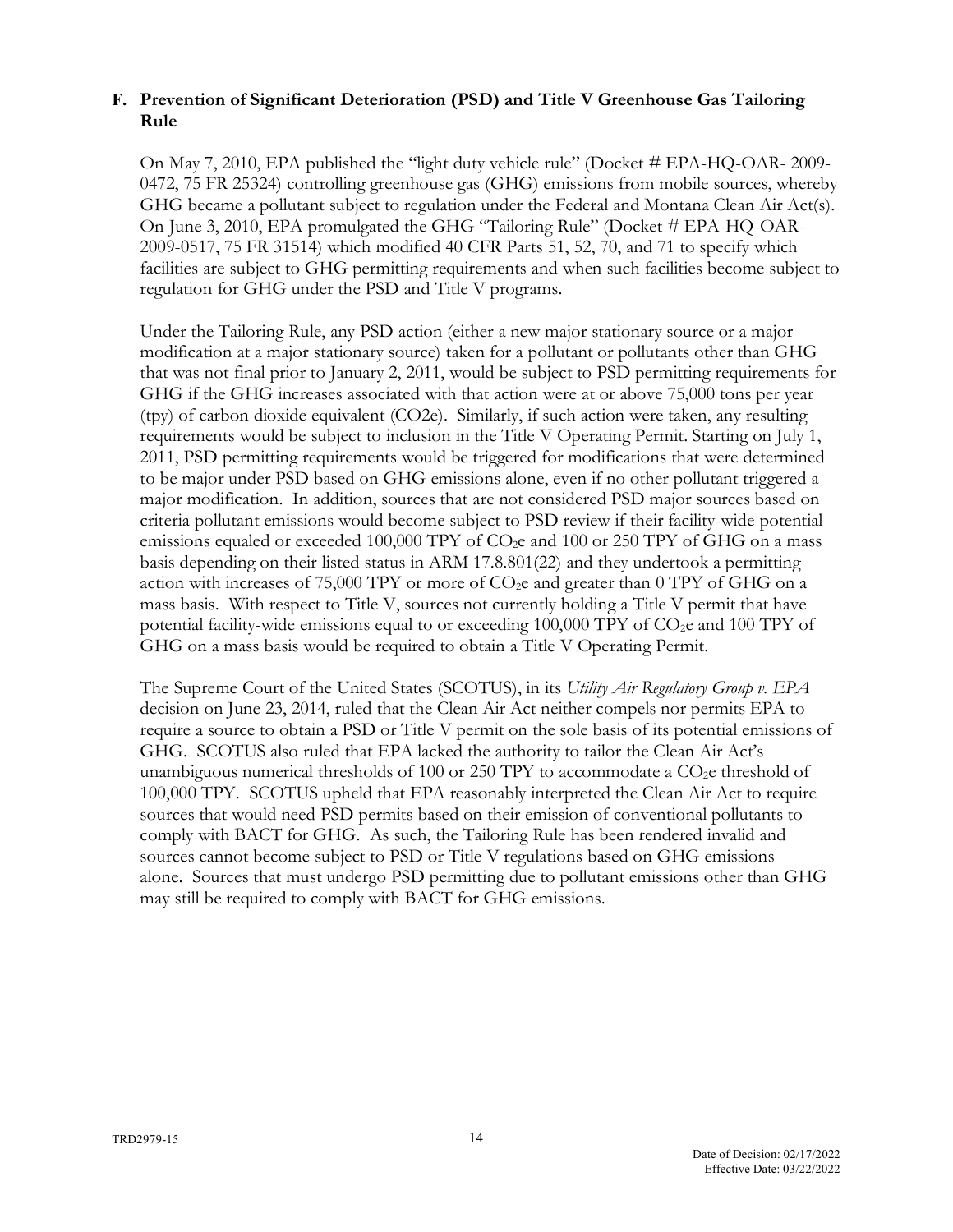### F. Prevention of Significant Deterioration (PSD) and Title V Greenhouse Gas Tailoring Rule

On May 7, 2010, EPA published the "light duty vehicle rule" (Docket # EPA-HQ-OAR- 2009-0472, 75 FR 25324) controlling greenhouse gas (GHG) emissions from mobile sources, whereby GHG became a pollutant subject to regulation under the Federal and Montana Clean Air Act(s). On June 3, 2010, EPA promulgated the GHG "Tailoring Rule" (Docket # EPA-HQ-OAR-2009-0517, 75 FR 31514) which modified 40 CFR Parts 51, 52, 70, and 71 to specify which facilities are subject to GHG permitting requirements and when such facilities become subject to regulation for GHG under the PSD and Title V programs.

Under the Tailoring Rule, any PSD action (either a new major stationary source or a major modification at a major stationary source) taken for a pollutant or pollutants other than GHG that was not final prior to January 2, 2011, would be subject to PSD permitting requirements for GHG if the GHG increases associated with that action were at or above 75,000 tons per year (tpy) of carbon dioxide equivalent (CO2e). Similarly, if such action were taken, any resulting requirements would be subject to inclusion in the Title V Operating Permit. Starting on July 1, 2011, PSD permitting requirements would be triggered for modifications that were determined to be major under PSD based on GHG emissions alone, even if no other pollutant triggered a major modification. In addition, sources that are not considered PSD major sources based on criteria pollutant emissions would become subject to PSD review if their facility-wide potential emissions equaled or exceeded 100,000 TPY of $CO_2e$ and 100 or 250 TPY of GHG on a mass basis depending on their listed status in ARM 17.8.801(22) and they undertook a permitting action with increases of 75,000 TPY or more of $CO_2e$ and greater than 0 TPY of GHG on a mass basis. With respect to Title V, sources not currently holding a Title V permit that have potential facility-wide emissions equal to or exceeding 100,000 TPY of $CO_2e$ and 100 TPY of GHG on a mass basis would be required to obtain a Title V Operating Permit.

The Supreme Court of the United States (SCOTUS), in its *Utility Air Regulatory Group v. EPA* decision on June 23, 2014, ruled that the Clean Air Act neither compels nor permits EPA to require a source to obtain a PSD or Title V permit on the sole basis of its potential emissions of GHG. SCOTUS also ruled that EPA lacked the authority to tailor the Clean Air Act's unambiguous numerical thresholds of 100 or 250 TPY to accommodate a $CO_2e$ threshold of 100,000 TPY. SCOTUS upheld that EPA reasonably interpreted the Clean Air Act to require sources that would need PSD permits based on their emission of conventional pollutants to comply with BACT for GHG. As such, the Tailoring Rule has been rendered invalid and sources cannot become subject to PSD or Title V regulations based on GHG emissions alone. Sources that must undergo PSD permitting due to pollutant emissions other than GHG may still be required to comply with BACT for GHG emissions.